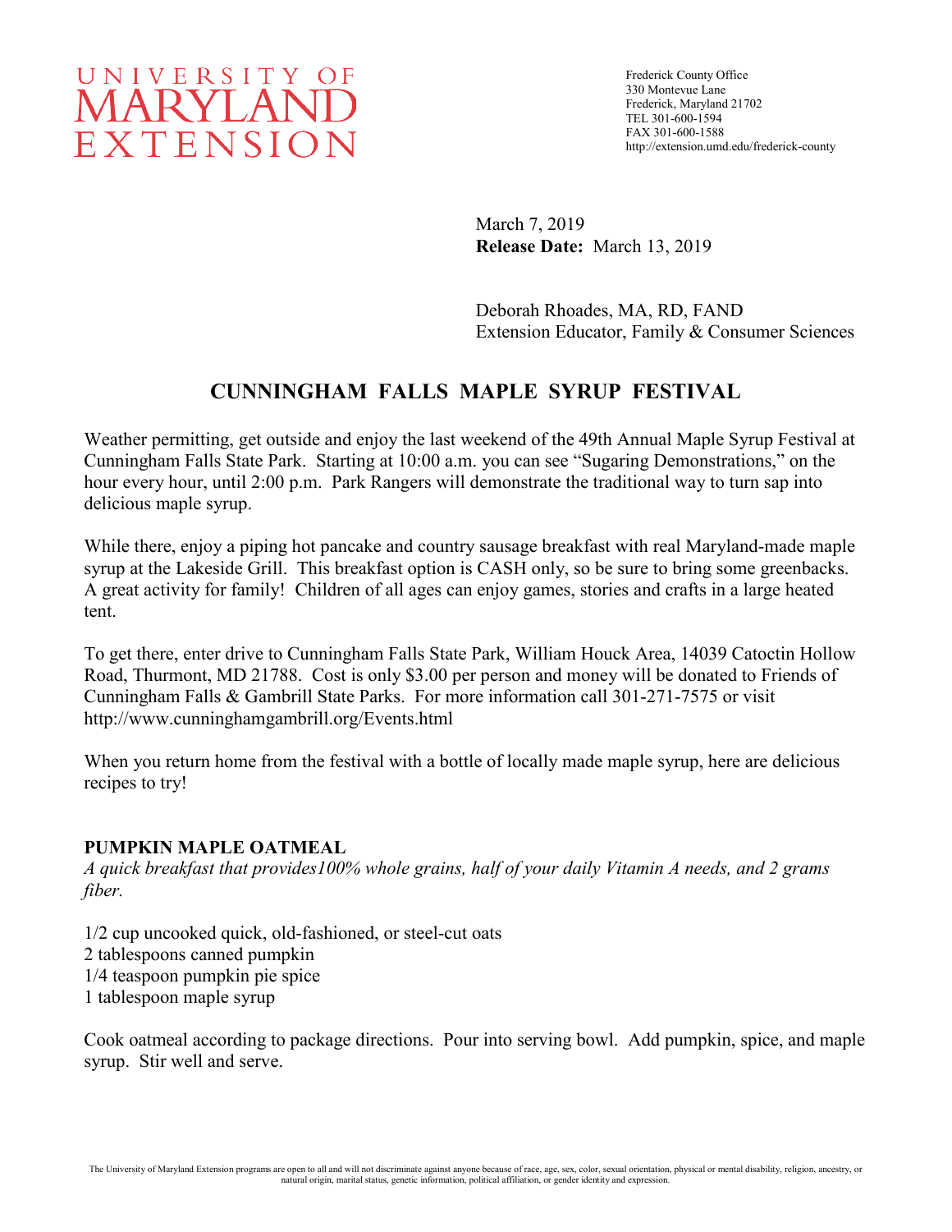UNIVERSITY OF MARYLAND EXTENSION

Frederick County Office
330 Montevue Lane
Frederick, Maryland 21702
TEL 301-600-1594
FAX 301-600-1588
http://extension.umd.edu/frederick-county

March 7, 2019
**Release Date:** March 13, 2019

Deborah Rhoades, MA, RD, FAND
Extension Educator, Family & Consumer Sciences

# CUNNINGHAM FALLS MAPLE SYRUP FESTIVAL

Weather permitting, get outside and enjoy the last weekend of the 49th Annual Maple Syrup Festival at Cunningham Falls State Park. Starting at 10:00 a.m. you can see "Sugaring Demonstrations," on the hour every hour, until 2:00 p.m. Park Rangers will demonstrate the traditional way to turn sap into delicious maple syrup.

While there, enjoy a piping hot pancake and country sausage breakfast with real Maryland-made maple syrup at the Lakeside Grill. This breakfast option is CASH only, so be sure to bring some greenbacks. A great activity for family! Children of all ages can enjoy games, stories and crafts in a large heated tent.

To get there, enter drive to Cunningham Falls State Park, William Houck Area, 14039 Catoctin Hollow Road, Thurmont, MD 21788. Cost is only $3.00 per person and money will be donated to Friends of Cunningham Falls & Gambrill State Parks. For more information call 301-271-7575 or visit http://www.cunninghamgambrill.org/Events.html

When you return home from the festival with a bottle of locally made maple syrup, here are delicious recipes to try!

## PUMPKIN MAPLE OATMEAL

*A quick breakfast that provides100% whole grains, half of your daily Vitamin A needs, and 2 grams fiber.*

1/2 cup uncooked quick, old-fashioned, or steel-cut oats
2 tablespoons canned pumpkin
1/4 teaspoon pumpkin pie spice
1 tablespoon maple syrup

Cook oatmeal according to package directions. Pour into serving bowl. Add pumpkin, spice, and maple syrup. Stir well and serve.

The University of Maryland Extension programs are open to all and will not discriminate against anyone because of race, age, sex, color, sexual orientation, physical or mental disability, religion, ancestry, or natural origin, marital status, genetic information, political affiliation, or gender identity and expression.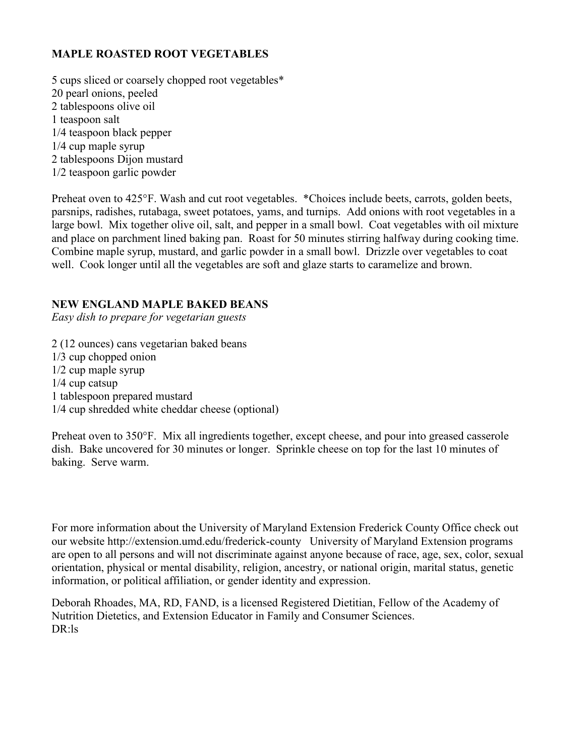**MAPLE ROASTED ROOT VEGETABLES**

5 cups sliced or coarsely chopped root vegetables*
20 pearl onions, peeled
2 tablespoons olive oil
1 teaspoon salt
1/4 teaspoon black pepper
1/4 cup maple syrup
2 tablespoons Dijon mustard
1/2 teaspoon garlic powder

Preheat oven to 425°F. Wash and cut root vegetables. *Choices include beets, carrots, golden beets, parsnips, radishes, rutabaga, sweet potatoes, yams, and turnips. Add onions with root vegetables in a large bowl. Mix together olive oil, salt, and pepper in a small bowl. Coat vegetables with oil mixture and place on parchment lined baking pan. Roast for 50 minutes stirring halfway during cooking time. Combine maple syrup, mustard, and garlic powder in a small bowl. Drizzle over vegetables to coat well. Cook longer until all the vegetables are soft and glaze starts to caramelize and brown.

**NEW ENGLAND MAPLE BAKED BEANS**

*Easy dish to prepare for vegetarian guests*

2 (12 ounces) cans vegetarian baked beans
1/3 cup chopped onion
1/2 cup maple syrup
1/4 cup catsup
1 tablespoon prepared mustard
1/4 cup shredded white cheddar cheese (optional)

Preheat oven to 350°F. Mix all ingredients together, except cheese, and pour into greased casserole dish. Bake uncovered for 30 minutes or longer. Sprinkle cheese on top for the last 10 minutes of baking. Serve warm.

For more information about the University of Maryland Extension Frederick County Office check out our website http://extension.umd.edu/frederick-county University of Maryland Extension programs are open to all persons and will not discriminate against anyone because of race, age, sex, color, sexual orientation, physical or mental disability, religion, ancestry, or national origin, marital status, genetic information, or political affiliation, or gender identity and expression.

Deborah Rhoades, MA, RD, FAND, is a licensed Registered Dietitian, Fellow of the Academy of Nutrition Dietetics, and Extension Educator in Family and Consumer Sciences.
DR:ls